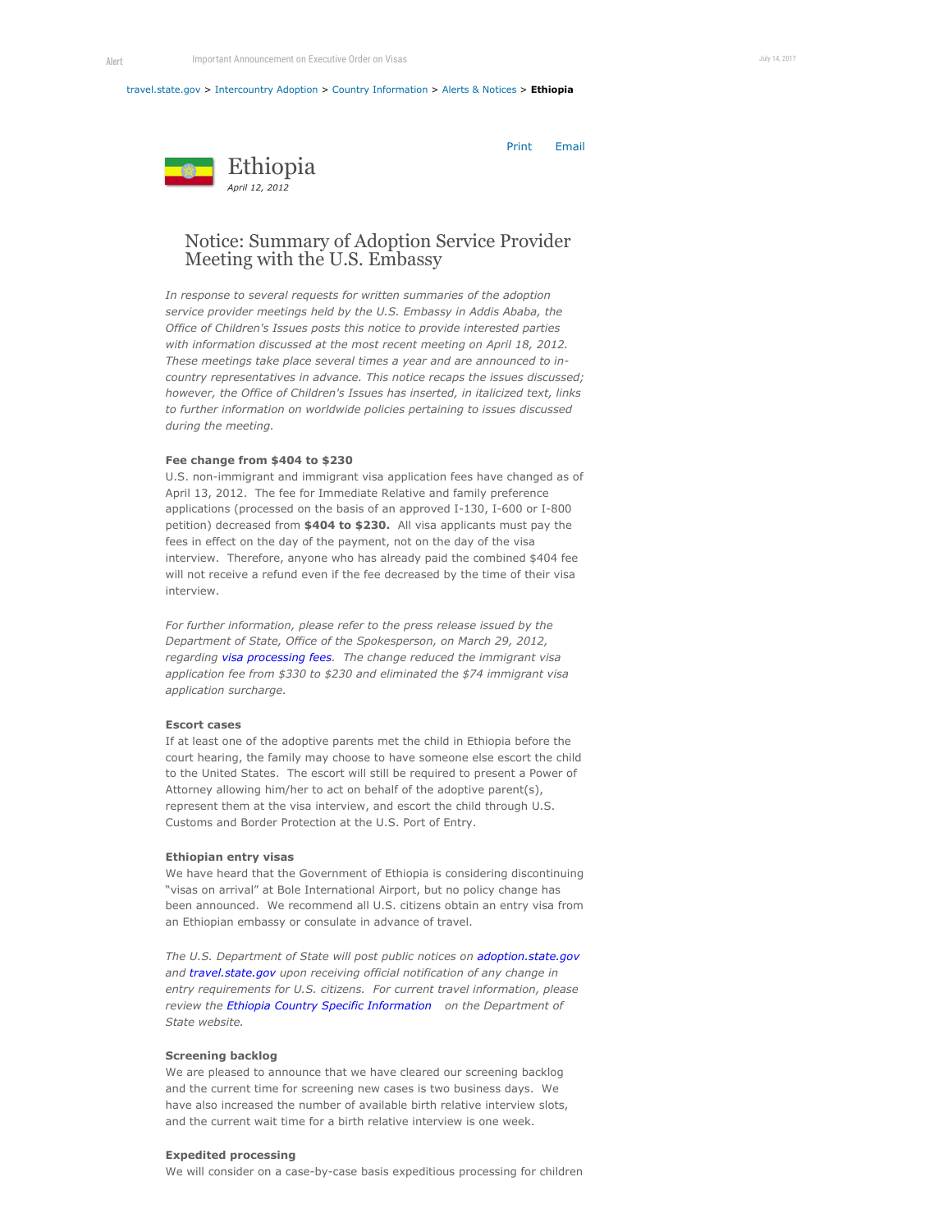Alert Important Announcement on Executive Order on Visas July 14, 2017

travel.state.gov > Intercountry Adoption > Country Information > Alerts & Notices > **Ethiopia**

Print Email

# Ethiopia

*April 12, 2012*

## Notice: Summary of Adoption Service Provider Meeting with the U.S. Embassy

*In response to several requests for written summaries of the adoption service provider meetings held by the U.S. Embassy in Addis Ababa, the Office of Children's Issues posts this notice to provide interested parties with information discussed at the most recent meeting on April 18, 2012. These meetings take place several times a year and are announced to in-country representatives in advance. This notice recaps the issues discussed; however, the Office of Children's Issues has inserted, in italicized text, links to further information on worldwide policies pertaining to issues discussed during the meeting.*

**Fee change from $404 to $230**

U.S. non-immigrant and immigrant visa application fees have changed as of April 13, 2012. The fee for Immediate Relative and family preference applications (processed on the basis of an approved I-130, I-600 or I-800 petition) decreased from **$404 to $230.** All visa applicants must pay the fees in effect on the day of the payment, not on the day of the visa interview. Therefore, anyone who has already paid the combined $404 fee will not receive a refund even if the fee decreased by the time of their visa interview.

*For further information, please refer to the press release issued by the Department of State, Office of the Spokesperson, on March 29, 2012, regarding visa processing fees. The change reduced the immigrant visa application fee from $330 to $230 and eliminated the $74 immigrant visa application surcharge.*

**Escort cases**

If at least one of the adoptive parents met the child in Ethiopia before the court hearing, the family may choose to have someone else escort the child to the United States. The escort will still be required to present a Power of Attorney allowing him/her to act on behalf of the adoptive parent(s), represent them at the visa interview, and escort the child through U.S. Customs and Border Protection at the U.S. Port of Entry.

**Ethiopian entry visas**

We have heard that the Government of Ethiopia is considering discontinuing "visas on arrival" at Bole International Airport, but no policy change has been announced. We recommend all U.S. citizens obtain an entry visa from an Ethiopian embassy or consulate in advance of travel.

*The U.S. Department of State will post public notices on adoption.state.gov and travel.state.gov upon receiving official notification of any change in entry requirements for U.S. citizens. For current travel information, please review the Ethiopia Country Specific Information on the Department of State website.*

**Screening backlog**

We are pleased to announce that we have cleared our screening backlog and the current time for screening new cases is two business days. We have also increased the number of available birth relative interview slots, and the current wait time for a birth relative interview is one week.

**Expedited processing**

We will consider on a case-by-case basis expeditious processing for children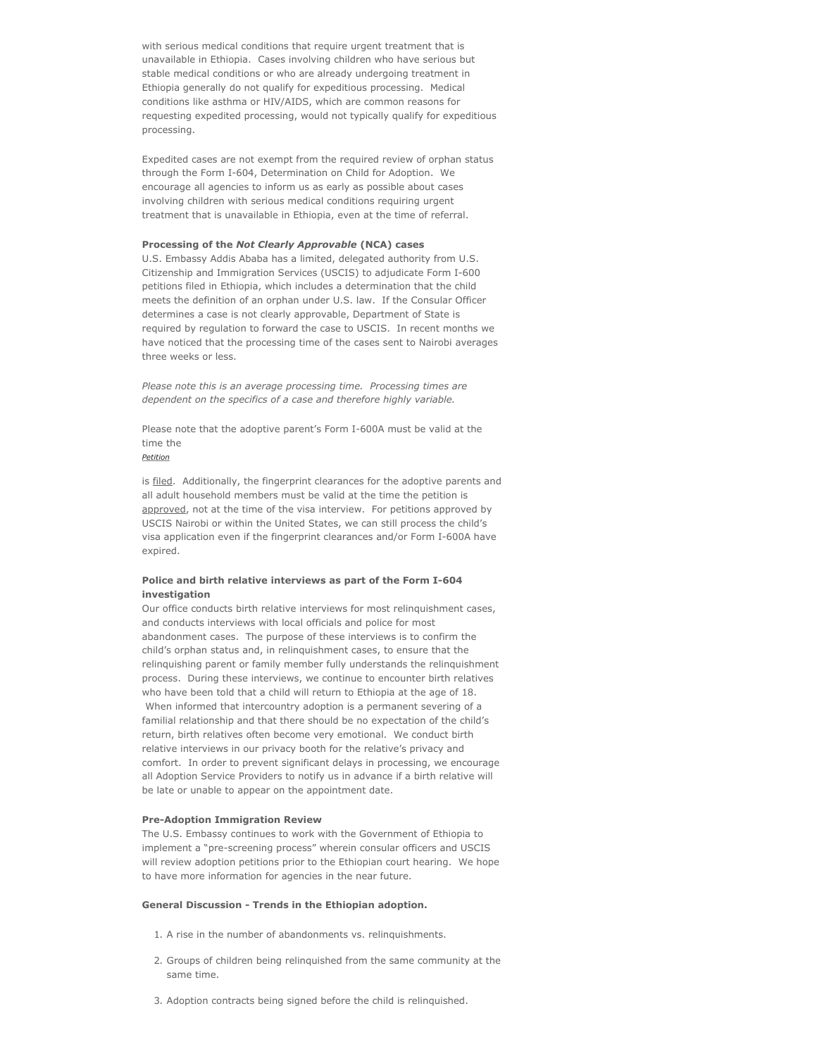with serious medical conditions that require urgent treatment that is unavailable in Ethiopia. Cases involving children who have serious but stable medical conditions or who are already undergoing treatment in Ethiopia generally do not qualify for expeditious processing. Medical conditions like asthma or HIV/AIDS, which are common reasons for requesting expedited processing, would not typically qualify for expeditious processing.

Expedited cases are not exempt from the required review of orphan status through the Form I-604, Determination on Child for Adoption. We encourage all agencies to inform us as early as possible about cases involving children with serious medical conditions requiring urgent treatment that is unavailable in Ethiopia, even at the time of referral.

**Processing of the *Not Clearly Approvable* (NCA) cases**
U.S. Embassy Addis Ababa has a limited, delegated authority from U.S. Citizenship and Immigration Services (USCIS) to adjudicate Form I-600 petitions filed in Ethiopia, which includes a determination that the child meets the definition of an orphan under U.S. law. If the Consular Officer determines a case is not clearly approvable, Department of State is required by regulation to forward the case to USCIS. In recent months we have noticed that the processing time of the cases sent to Nairobi averages three weeks or less.

*Please note this is an average processing time. Processing times are dependent on the specifics of a case and therefore highly variable.*

Please note that the adoptive parent's Form I-600A must be valid at the time the *Petition* is filed. Additionally, the fingerprint clearances for the adoptive parents and all adult household members must be valid at the time the petition is approved, not at the time of the visa interview. For petitions approved by USCIS Nairobi or within the United States, we can still process the child's visa application even if the fingerprint clearances and/or Form I-600A have expired.

**Police and birth relative interviews as part of the Form I-604 investigation**
Our office conducts birth relative interviews for most relinquishment cases, and conducts interviews with local officials and police for most abandonment cases. The purpose of these interviews is to confirm the child's orphan status and, in relinquishment cases, to ensure that the relinquishing parent or family member fully understands the relinquishment process. During these interviews, we continue to encounter birth relatives who have been told that a child will return to Ethiopia at the age of 18. When informed that intercountry adoption is a permanent severing of a familial relationship and that there should be no expectation of the child's return, birth relatives often become very emotional. We conduct birth relative interviews in our privacy booth for the relative's privacy and comfort. In order to prevent significant delays in processing, we encourage all Adoption Service Providers to notify us in advance if a birth relative will be late or unable to appear on the appointment date.

**Pre-Adoption Immigration Review**
The U.S. Embassy continues to work with the Government of Ethiopia to implement a "pre-screening process" wherein consular officers and USCIS will review adoption petitions prior to the Ethiopian court hearing. We hope to have more information for agencies in the near future.

**General Discussion - Trends in the Ethiopian adoption.**

1. A rise in the number of abandonments vs. relinquishments.
2. Groups of children being relinquished from the same community at the same time.
3. Adoption contracts being signed before the child is relinquished.